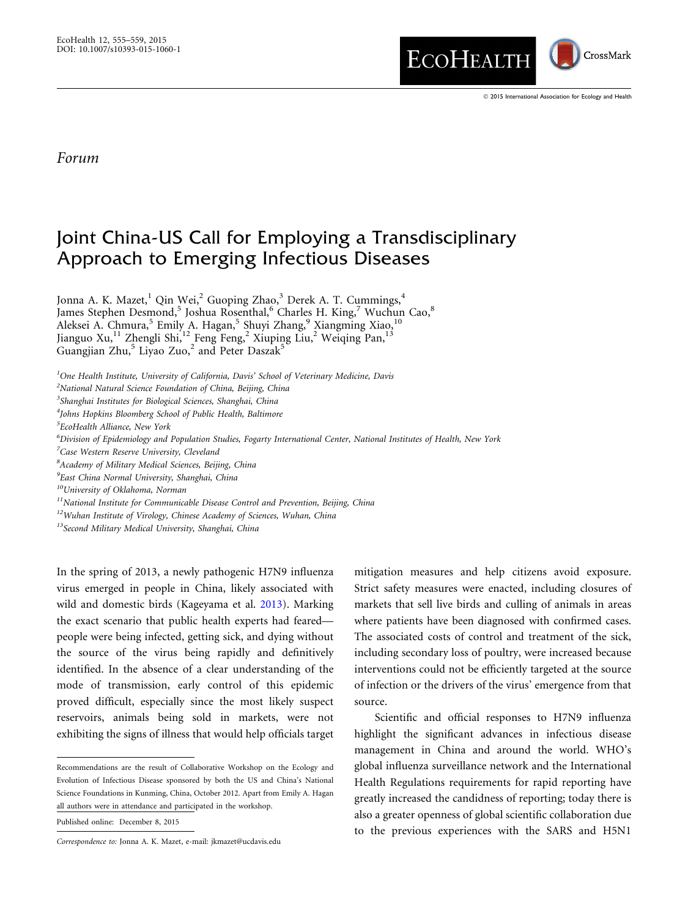*Forum*

# Joint China-US Call for Employing a Transdisciplinary Approach to Emerging Infectious Diseases

Jonna A. K. Mazet,[1] Qin Wei,[2] Guoping Zhao,[3] Derek A. T. Cummings,[4] James Stephen Desmond,[5] Joshua Rosenthal,[6] Charles H. King,[7] Wuchun Cao,[8] Aleksei A. Chmura,[5] Emily A. Hagan,[5] Shuyi Zhang,[9] Xiangming Xiao,[10] Jianguo Xu,[11] Zhengli Shi,[12] Feng Feng,[2] Xiuping Liu,[2] Weiqing Pan,[13] Guangjian Zhu,[5] Liyao Zuo,[2] and Peter Daszak[5]

[1]*One Health Institute, University of California, Davis' School of Veterinary Medicine, Davis*
[2]*National Natural Science Foundation of China, Beijing, China*
[3]*Shanghai Institutes for Biological Sciences, Shanghai, China*
[4]*Johns Hopkins Bloomberg School of Public Health, Baltimore*
[5]*EcoHealth Alliance, New York*
[6]*Division of Epidemiology and Population Studies, Fogarty International Center, National Institutes of Health, New York*
[7]*Case Western Reserve University, Cleveland*
[8]*Academy of Military Medical Sciences, Beijing, China*
[9]*East China Normal University, Shanghai, China*
[10]*University of Oklahoma, Norman*
[11]*National Institute for Communicable Disease Control and Prevention, Beijing, China*
[12]*Wuhan Institute of Virology, Chinese Academy of Sciences, Wuhan, China*
[13]*Second Military Medical University, Shanghai, China*

In the spring of 2013, a newly pathogenic H7N9 influenza virus emerged in people in China, likely associated with wild and domestic birds (Kageyama et al. 2013). Marking the exact scenario that public health experts had feared—people were being infected, getting sick, and dying without the source of the virus being rapidly and definitively identified. In the absence of a clear understanding of the mode of transmission, early control of this epidemic proved difficult, especially since the most likely suspect reservoirs, animals being sold in markets, were not exhibiting the signs of illness that would help officials target mitigation measures and help citizens avoid exposure. Strict safety measures were enacted, including closures of markets that sell live birds and culling of animals in areas where patients have been diagnosed with confirmed cases. The associated costs of control and treatment of the sick, including secondary loss of poultry, were increased because interventions could not be efficiently targeted at the source of infection or the drivers of the virus' emergence from that source.

Scientific and official responses to H7N9 influenza highlight the significant advances in infectious disease management in China and around the world. WHO's global influenza surveillance network and the International Health Regulations requirements for rapid reporting have greatly increased the candidness of reporting; today there is also a greater openness of global scientific collaboration due to the previous experiences with the SARS and H5N1

---

Recommendations are the result of Collaborative Workshop on the Ecology and Evolution of Infectious Disease sponsored by both the US and China's National Science Foundations in Kunming, China, October 2012. Apart from Emily A. Hagan all authors were in attendance and participated in the workshop.

Published online: December 8, 2015

*Correspondence to:* Jonna A. K. Mazet, e-mail: jkmazet@ucdavis.edu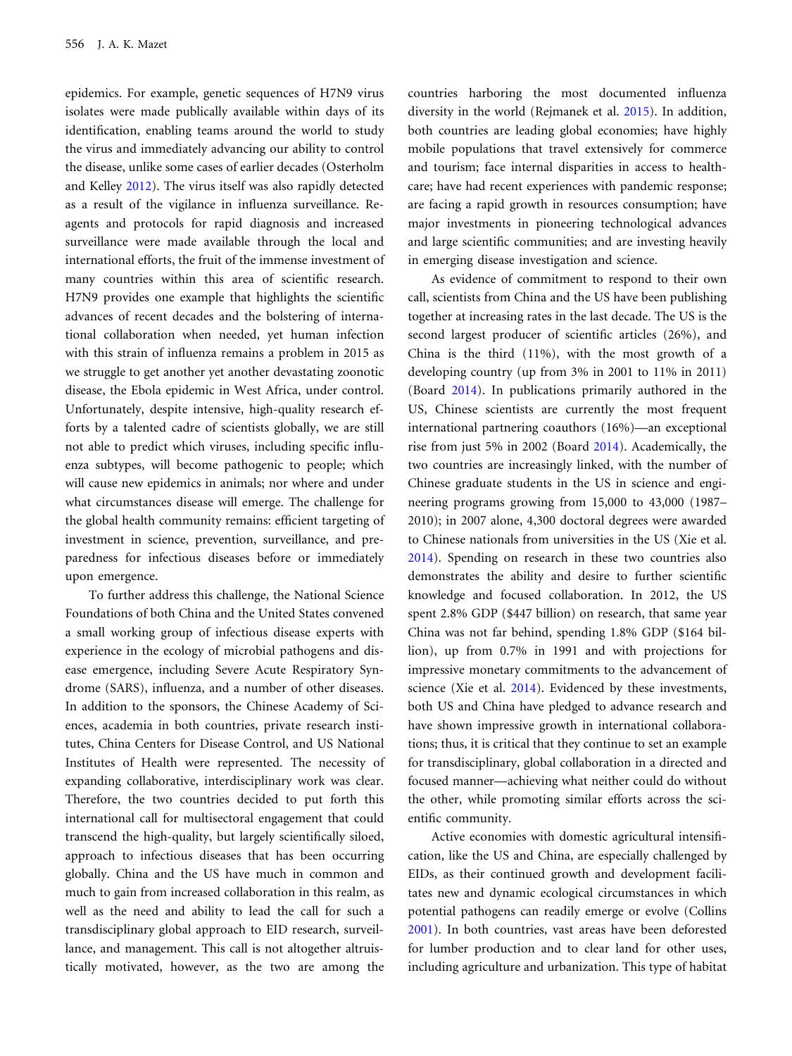epidemics. For example, genetic sequences of H7N9 virus isolates were made publically available within days of its identification, enabling teams around the world to study the virus and immediately advancing our ability to control the disease, unlike some cases of earlier decades (Osterholm and Kelley 2012). The virus itself was also rapidly detected as a result of the vigilance in influenza surveillance. Reagents and protocols for rapid diagnosis and increased surveillance were made available through the local and international efforts, the fruit of the immense investment of many countries within this area of scientific research. H7N9 provides one example that highlights the scientific advances of recent decades and the bolstering of international collaboration when needed, yet human infection with this strain of influenza remains a problem in 2015 as we struggle to get another yet another devastating zoonotic disease, the Ebola epidemic in West Africa, under control. Unfortunately, despite intensive, high-quality research efforts by a talented cadre of scientists globally, we are still not able to predict which viruses, including specific influenza subtypes, will become pathogenic to people; which will cause new epidemics in animals; nor where and under what circumstances disease will emerge. The challenge for the global health community remains: efficient targeting of investment in science, prevention, surveillance, and preparedness for infectious diseases before or immediately upon emergence.

To further address this challenge, the National Science Foundations of both China and the United States convened a small working group of infectious disease experts with experience in the ecology of microbial pathogens and disease emergence, including Severe Acute Respiratory Syndrome (SARS), influenza, and a number of other diseases. In addition to the sponsors, the Chinese Academy of Sciences, academia in both countries, private research institutes, China Centers for Disease Control, and US National Institutes of Health were represented. The necessity of expanding collaborative, interdisciplinary work was clear. Therefore, the two countries decided to put forth this international call for multisectoral engagement that could transcend the high-quality, but largely scientifically siloed, approach to infectious diseases that has been occurring globally. China and the US have much in common and much to gain from increased collaboration in this realm, as well as the need and ability to lead the call for such a transdisciplinary global approach to EID research, surveillance, and management. This call is not altogether altruistically motivated, however, as the two are among the countries harboring the most documented influenza diversity in the world (Rejmanek et al. 2015). In addition, both countries are leading global economies; have highly mobile populations that travel extensively for commerce and tourism; face internal disparities in access to healthcare; have had recent experiences with pandemic response; are facing a rapid growth in resources consumption; have major investments in pioneering technological advances and large scientific communities; and are investing heavily in emerging disease investigation and science.

As evidence of commitment to respond to their own call, scientists from China and the US have been publishing together at increasing rates in the last decade. The US is the second largest producer of scientific articles (26%), and China is the third (11%), with the most growth of a developing country (up from 3% in 2001 to 11% in 2011) (Board 2014). In publications primarily authored in the US, Chinese scientists are currently the most frequent international partnering coauthors (16%)—an exceptional rise from just 5% in 2002 (Board 2014). Academically, the two countries are increasingly linked, with the number of Chinese graduate students in the US in science and engineering programs growing from 15,000 to 43,000 (1987–2010); in 2007 alone, 4,300 doctoral degrees were awarded to Chinese nationals from universities in the US (Xie et al. 2014). Spending on research in these two countries also demonstrates the ability and desire to further scientific knowledge and focused collaboration. In 2012, the US spent 2.8% GDP ($447 billion) on research, that same year China was not far behind, spending 1.8% GDP ($164 billion), up from 0.7% in 1991 and with projections for impressive monetary commitments to the advancement of science (Xie et al. 2014). Evidenced by these investments, both US and China have pledged to advance research and have shown impressive growth in international collaborations; thus, it is critical that they continue to set an example for transdisciplinary, global collaboration in a directed and focused manner—achieving what neither could do without the other, while promoting similar efforts across the scientific community.

Active economies with domestic agricultural intensification, like the US and China, are especially challenged by EIDs, as their continued growth and development facilitates new and dynamic ecological circumstances in which potential pathogens can readily emerge or evolve (Collins 2001). In both countries, vast areas have been deforested for lumber production and to clear land for other uses, including agriculture and urbanization. This type of habitat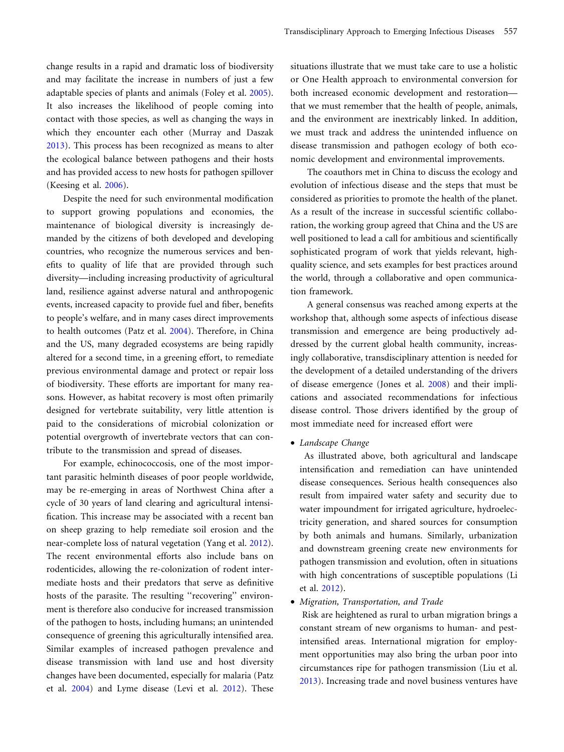change results in a rapid and dramatic loss of biodiversity and may facilitate the increase in numbers of just a few adaptable species of plants and animals (Foley et al. 2005). It also increases the likelihood of people coming into contact with those species, as well as changing the ways in which they encounter each other (Murray and Daszak 2013). This process has been recognized as means to alter the ecological balance between pathogens and their hosts and has provided access to new hosts for pathogen spillover (Keesing et al. 2006).

Despite the need for such environmental modification to support growing populations and economies, the maintenance of biological diversity is increasingly demanded by the citizens of both developed and developing countries, who recognize the numerous services and benefits to quality of life that are provided through such diversity—including increasing productivity of agricultural land, resilience against adverse natural and anthropogenic events, increased capacity to provide fuel and fiber, benefits to people's welfare, and in many cases direct improvements to health outcomes (Patz et al. 2004). Therefore, in China and the US, many degraded ecosystems are being rapidly altered for a second time, in a greening effort, to remediate previous environmental damage and protect or repair loss of biodiversity. These efforts are important for many reasons. However, as habitat recovery is most often primarily designed for vertebrate suitability, very little attention is paid to the considerations of microbial colonization or potential overgrowth of invertebrate vectors that can contribute to the transmission and spread of diseases.

For example, echinococcosis, one of the most important parasitic helminth diseases of poor people worldwide, may be re-emerging in areas of Northwest China after a cycle of 30 years of land clearing and agricultural intensification. This increase may be associated with a recent ban on sheep grazing to help remediate soil erosion and the near-complete loss of natural vegetation (Yang et al. 2012). The recent environmental efforts also include bans on rodenticides, allowing the re-colonization of rodent intermediate hosts and their predators that serve as definitive hosts of the parasite. The resulting "recovering" environment is therefore also conducive for increased transmission of the pathogen to hosts, including humans; an unintended consequence of greening this agriculturally intensified area. Similar examples of increased pathogen prevalence and disease transmission with land use and host diversity changes have been documented, especially for malaria (Patz et al. 2004) and Lyme disease (Levi et al. 2012). These situations illustrate that we must take care to use a holistic or One Health approach to environmental conversion for both increased economic development and restoration—that we must remember that the health of people, animals, and the environment are inextricably linked. In addition, we must track and address the unintended influence on disease transmission and pathogen ecology of both economic development and environmental improvements.

The coauthors met in China to discuss the ecology and evolution of infectious disease and the steps that must be considered as priorities to promote the health of the planet. As a result of the increase in successful scientific collaboration, the working group agreed that China and the US are well positioned to lead a call for ambitious and scientifically sophisticated program of work that yields relevant, high-quality science, and sets examples for best practices around the world, through a collaborative and open communication framework.

A general consensus was reached among experts at the workshop that, although some aspects of infectious disease transmission and emergence are being productively addressed by the current global health community, increasingly collaborative, transdisciplinary attention is needed for the development of a detailed understanding of the drivers of disease emergence (Jones et al. 2008) and their implications and associated recommendations for infectious disease control. Those drivers identified by the group of most immediate need for increased effort were

- *Landscape Change*
  As illustrated above, both agricultural and landscape intensification and remediation can have unintended disease consequences. Serious health consequences also result from impaired water safety and security due to water impoundment for irrigated agriculture, hydroelectricity generation, and shared sources for consumption by both animals and humans. Similarly, urbanization and downstream greening create new environments for pathogen transmission and evolution, often in situations with high concentrations of susceptible populations (Li et al. 2012).
- *Migration, Transportation, and Trade*
  Risk are heightened as rural to urban migration brings a constant stream of new organisms to human- and pest-intensified areas. International migration for employment opportunities may also bring the urban poor into circumstances ripe for pathogen transmission (Liu et al. 2013). Increasing trade and novel business ventures have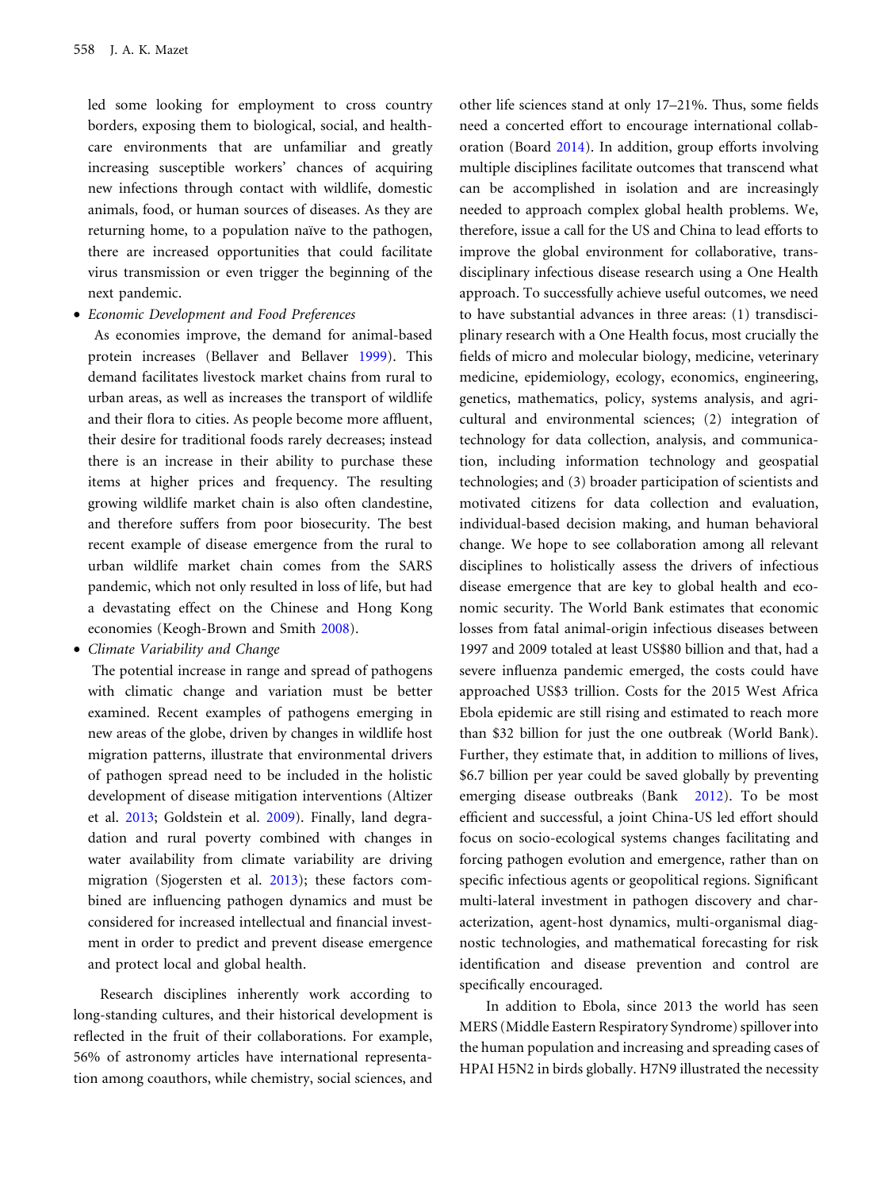led some looking for employment to cross country borders, exposing them to biological, social, and health-care environments that are unfamiliar and greatly increasing susceptible workers' chances of acquiring new infections through contact with wildlife, domestic animals, food, or human sources of diseases. As they are returning home, to a population naïve to the pathogen, there are increased opportunities that could facilitate virus transmission or even trigger the beginning of the next pandemic.

- *Economic Development and Food Preferences*

  As economies improve, the demand for animal-based protein increases (Bellaver and Bellaver 1999). This demand facilitates livestock market chains from rural to urban areas, as well as increases the transport of wildlife and their flora to cities. As people become more affluent, their desire for traditional foods rarely decreases; instead there is an increase in their ability to purchase these items at higher prices and frequency. The resulting growing wildlife market chain is also often clandestine, and therefore suffers from poor biosecurity. The best recent example of disease emergence from the rural to urban wildlife market chain comes from the SARS pandemic, which not only resulted in loss of life, but had a devastating effect on the Chinese and Hong Kong economies (Keogh-Brown and Smith 2008).

- *Climate Variability and Change*

  The potential increase in range and spread of pathogens with climatic change and variation must be better examined. Recent examples of pathogens emerging in new areas of the globe, driven by changes in wildlife host migration patterns, illustrate that environmental drivers of pathogen spread need to be included in the holistic development of disease mitigation interventions (Altizer et al. 2013; Goldstein et al. 2009). Finally, land degradation and rural poverty combined with changes in water availability from climate variability are driving migration (Sjogersten et al. 2013); these factors combined are influencing pathogen dynamics and must be considered for increased intellectual and financial investment in order to predict and prevent disease emergence and protect local and global health.

Research disciplines inherently work according to long-standing cultures, and their historical development is reflected in the fruit of their collaborations. For example, 56% of astronomy articles have international representation among coauthors, while chemistry, social sciences, and other life sciences stand at only 17–21%. Thus, some fields need a concerted effort to encourage international collaboration (Board 2014). In addition, group efforts involving multiple disciplines facilitate outcomes that transcend what can be accomplished in isolation and are increasingly needed to approach complex global health problems. We, therefore, issue a call for the US and China to lead efforts to improve the global environment for collaborative, transdisciplinary infectious disease research using a One Health approach. To successfully achieve useful outcomes, we need to have substantial advances in three areas: (1) transdisciplinary research with a One Health focus, most crucially the fields of micro and molecular biology, medicine, veterinary medicine, epidemiology, ecology, economics, engineering, genetics, mathematics, policy, systems analysis, and agricultural and environmental sciences; (2) integration of technology for data collection, analysis, and communication, including information technology and geospatial technologies; and (3) broader participation of scientists and motivated citizens for data collection and evaluation, individual-based decision making, and human behavioral change. We hope to see collaboration among all relevant disciplines to holistically assess the drivers of infectious disease emergence that are key to global health and economic security. The World Bank estimates that economic losses from fatal animal-origin infectious diseases between 1997 and 2009 totaled at least US$80 billion and that, had a severe influenza pandemic emerged, the costs could have approached US$3 trillion. Costs for the 2015 West Africa Ebola epidemic are still rising and estimated to reach more than $32 billion for just the one outbreak (World Bank). Further, they estimate that, in addition to millions of lives, $6.7 billion per year could be saved globally by preventing emerging disease outbreaks (Bank 2012). To be most efficient and successful, a joint China-US led effort should focus on socio-ecological systems changes facilitating and forcing pathogen evolution and emergence, rather than on specific infectious agents or geopolitical regions. Significant multi-lateral investment in pathogen discovery and characterization, agent-host dynamics, multi-organismal diagnostic technologies, and mathematical forecasting for risk identification and disease prevention and control are specifically encouraged.

In addition to Ebola, since 2013 the world has seen MERS (Middle Eastern Respiratory Syndrome) spillover into the human population and increasing and spreading cases of HPAI H5N2 in birds globally. H7N9 illustrated the necessity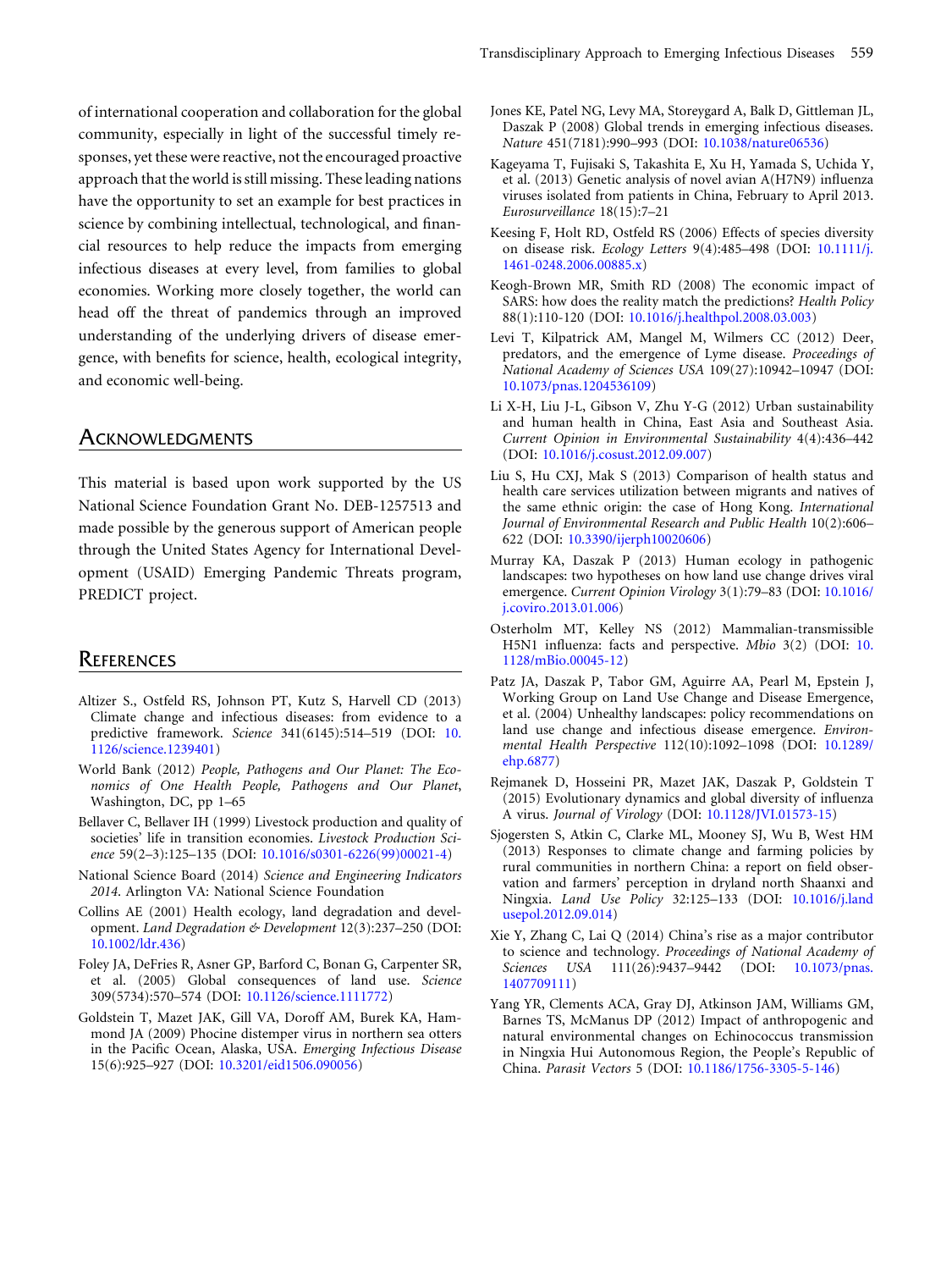of international cooperation and collaboration for the global community, especially in light of the successful timely responses, yet these were reactive, not the encouraged proactive approach that the world is still missing. These leading nations have the opportunity to set an example for best practices in science by combining intellectual, technological, and financial resources to help reduce the impacts from emerging infectious diseases at every level, from families to global economies. Working more closely together, the world can head off the threat of pandemics through an improved understanding of the underlying drivers of disease emergence, with benefits for science, health, ecological integrity, and economic well-being.

## Acknowledgments

This material is based upon work supported by the US National Science Foundation Grant No. DEB-1257513 and made possible by the generous support of American people through the United States Agency for International Development (USAID) Emerging Pandemic Threats program, PREDICT project.

## References

Altizer S., Ostfeld RS, Johnson PT, Kutz S, Harvell CD (2013) Climate change and infectious diseases: from evidence to a predictive framework. *Science* 341(6145):514–519 (DOI: 10.1126/science.1239401)

World Bank (2012) *People, Pathogens and Our Planet: The Economics of One Health People, Pathogens and Our Planet*, Washington, DC, pp 1–65

Bellaver C, Bellaver IH (1999) Livestock production and quality of societies' life in transition economies. *Livestock Production Science* 59(2–3):125–135 (DOI: 10.1016/s0301-6226(99)00021-4)

National Science Board (2014) *Science and Engineering Indicators 2014*. Arlington VA: National Science Foundation

Collins AE (2001) Health ecology, land degradation and development. *Land Degradation & Development* 12(3):237–250 (DOI: 10.1002/ldr.436)

Foley JA, DeFries R, Asner GP, Barford C, Bonan G, Carpenter SR, et al. (2005) Global consequences of land use. *Science* 309(5734):570–574 (DOI: 10.1126/science.1111772)

Goldstein T, Mazet JAK, Gill VA, Doroff AM, Burek KA, Hammond JA (2009) Phocine distemper virus in northern sea otters in the Pacific Ocean, Alaska, USA. *Emerging Infectious Disease* 15(6):925–927 (DOI: 10.3201/eid1506.090056)

Jones KE, Patel NG, Levy MA, Storeygard A, Balk D, Gittleman JL, Daszak P (2008) Global trends in emerging infectious diseases. *Nature* 451(7181):990–993 (DOI: 10.1038/nature06536)

Kageyama T, Fujisaki S, Takashita E, Xu H, Yamada S, Uchida Y, et al. (2013) Genetic analysis of novel avian A(H7N9) influenza viruses isolated from patients in China, February to April 2013. *Eurosurveillance* 18(15):7–21

Keesing F, Holt RD, Ostfeld RS (2006) Effects of species diversity on disease risk. *Ecology Letters* 9(4):485–498 (DOI: 10.1111/j.1461-0248.2006.00885.x)

Keogh-Brown MR, Smith RD (2008) The economic impact of SARS: how does the reality match the predictions? *Health Policy* 88(1):110-120 (DOI: 10.1016/j.healthpol.2008.03.003)

Levi T, Kilpatrick AM, Mangel M, Wilmers CC (2012) Deer, predators, and the emergence of Lyme disease. *Proceedings of National Academy of Sciences USA* 109(27):10942–10947 (DOI: 10.1073/pnas.1204536109)

Li X-H, Liu J-L, Gibson V, Zhu Y-G (2012) Urban sustainability and human health in China, East Asia and Southeast Asia. *Current Opinion in Environmental Sustainability* 4(4):436–442 (DOI: 10.1016/j.cosust.2012.09.007)

Liu S, Hu CXJ, Mak S (2013) Comparison of health status and health care services utilization between migrants and natives of the same ethnic origin: the case of Hong Kong. *International Journal of Environmental Research and Public Health* 10(2):606–622 (DOI: 10.3390/ijerph10020606)

Murray KA, Daszak P (2013) Human ecology in pathogenic landscapes: two hypotheses on how land use change drives viral emergence. *Current Opinion Virology* 3(1):79–83 (DOI: 10.1016/j.coviro.2013.01.006)

Osterholm MT, Kelley NS (2012) Mammalian-transmissible H5N1 influenza: facts and perspective. *Mbio* 3(2) (DOI: 10.1128/mBio.00045-12)

Patz JA, Daszak P, Tabor GM, Aguirre AA, Pearl M, Epstein J, Working Group on Land Use Change and Disease Emergence, et al. (2004) Unhealthy landscapes: policy recommendations on land use change and infectious disease emergence. *Environmental Health Perspective* 112(10):1092–1098 (DOI: 10.1289/ehp.6877)

Rejmanek D, Hosseini PR, Mazet JAK, Daszak P, Goldstein T (2015) Evolutionary dynamics and global diversity of influenza A virus. *Journal of Virology* (DOI: 10.1128/JVI.01573-15)

Sjogersten S, Atkin C, Clarke ML, Mooney SJ, Wu B, West HM (2013) Responses to climate change and farming policies by rural communities in northern China: a report on field observation and farmers' perception in dryland north Shaanxi and Ningxia. *Land Use Policy* 32:125–133 (DOI: 10.1016/j.landusepol.2012.09.014)

Xie Y, Zhang C, Lai Q (2014) China's rise as a major contributor to science and technology. *Proceedings of National Academy of Sciences USA* 111(26):9437–9442 (DOI: 10.1073/pnas.1407709111)

Yang YR, Clements ACA, Gray DJ, Atkinson JAM, Williams GM, Barnes TS, McManus DP (2012) Impact of anthropogenic and natural environmental changes on Echinococcus transmission in Ningxia Hui Autonomous Region, the People's Republic of China. *Parasit Vectors* 5 (DOI: 10.1186/1756-3305-5-146)